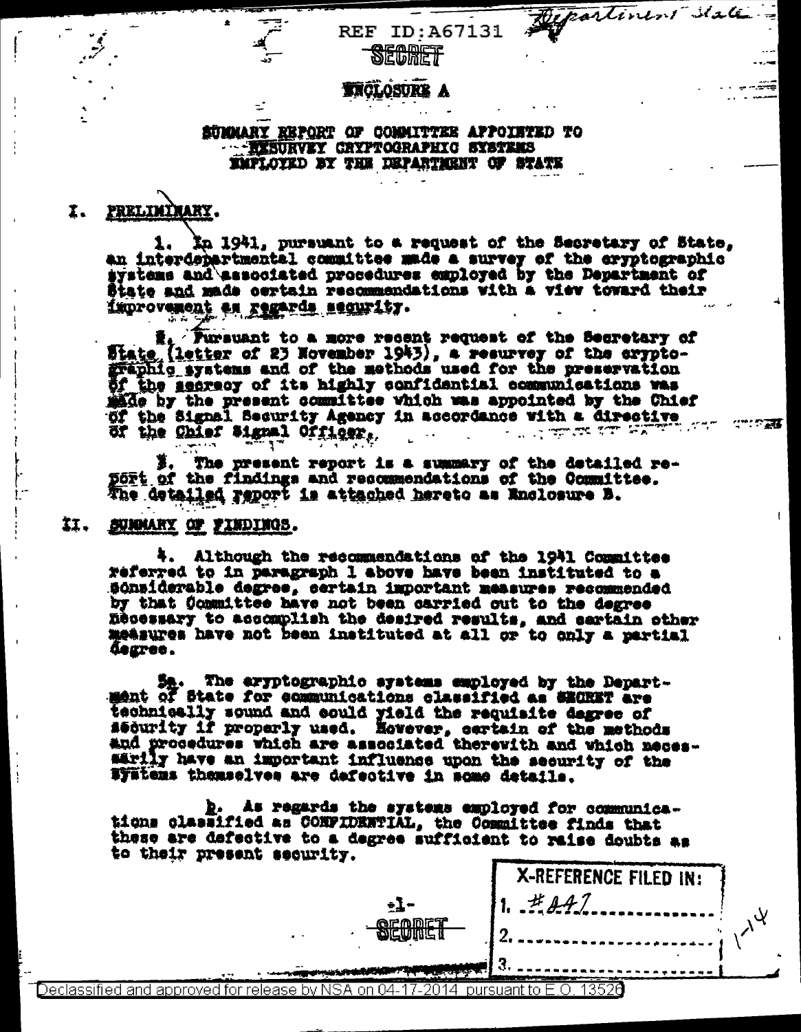REF ID:A67131

Department State

SECRET

**ENCLOSURE A**

**SUMMARY REPORT OF COMMITTEE APPOINTED TO RESURVEY CRYPTOGRAPHIC SYSTEMS EMPLOYED BY THE DEPARTMENT OF STATE**

## I. PRELIMINARY.

1. In 1941, pursuant to a request of the Secretary of State, an interdepartmental committee made a survey of the cryptographic systems and associated procedures employed by the Department of State and made certain recommendations with a view toward their improvement as regards security.

2. Pursuant to a more recent request of the Secretary of State (letter of 23 November 1943), a resurvey of the cryptographic systems and of the methods used for the preservation of the secrecy of its highly confidential communications was made by the present committee which was appointed by the Chief of the Signal Security Agency in accordance with a directive of the Chief Signal Officer.

3. The present report is a summary of the detailed report of the findings and recommendations of the Committee. The detailed report is attached hereto as Enclosure B.

## II. SUMMARY OF FINDINGS.

4. Although the recommendations of the 1941 Committee referred to in paragraph 1 above have been instituted to a considerable degree, certain important measures recommended by that Committee have not been carried out to the degree necessary to accomplish the desired results, and certain other measures have not been instituted at all or to only a partial degree.

5a. The cryptographic systems employed by the Department of State for communications classified as SECRET are technically sound and could yield the requisite degree of security if properly used. However, certain of the methods and procedures which are associated therewith and which necessarily have an important influence upon the security of the systems themselves are defective in some details.

b. As regards the systems employed for communications classified as CONFIDENTIAL, the Committee finds that these are defective to a degree sufficient to raise doubts as to their present security.

| X-REFERENCE FILED IN: |
|---|
| 1. #447 |
| 2. |
| 3. |

1-14

SECRET

Declassified and approved for release by NSA on 04-17-2014 pursuant to E.O. 13526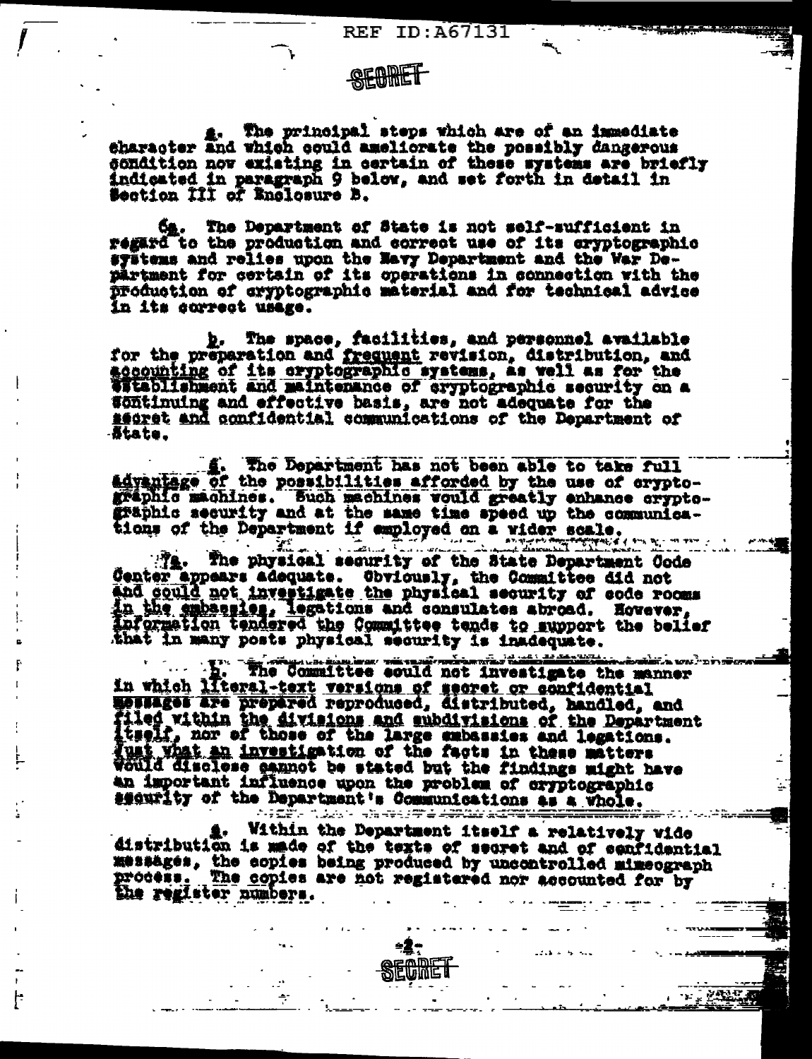SECRET

c. The principal steps which are of an immediate character and which could ameliorate the possibly dangerous condition now existing in certain of these systems are briefly indicated in paragraph 9 below, and set forth in detail in Section III of Enclosure B.

6a. The Department of State is not self-sufficient in regard to the production and correct use of its cryptographic systems and relies upon the Navy Department and the War Department for certain of its operations in connection with the production of cryptographic material and for technical advice in its correct usage.

b. The space, facilities, and personnel available for the preparation and frequent revision, distribution, and accounting of its cryptographic systems, as well as for the establishment and maintenance of cryptographic security on a continuing and effective basis, are not adequate for the secret and confidential communications of the Department of State.

c. The Department has not been able to take full advantage of the possibilities afforded by the use of cryptographic machines. Such machines would greatly enhance cryptographic security and at the same time speed up the communications of the Department if employed on a wider scale.

7a. The physical security of the State Department Code Center appears adequate. Obviously, the Committee did not and could not investigate the physical security of code rooms in the embassies, legations and consulates abroad. However, information tendered the Committee tends to support the belief that in many posts physical security is inadequate.

b. The Committee could not investigate the manner in which literal-text versions of secret or confidential messages are prepared reproduced, distributed, handled, and filed within the divisions and subdivisions of the Department itself, nor of those of the large embassies and legations. Just what an investigation of the facts in these matters would disclose cannot be stated but the findings might have an important influence upon the problem of cryptographic security of the Department's Communications as a whole.

c. Within the Department itself a relatively wide distribution is made of the texts of secret and of confidential messages, the copies being produced by uncontrolled mimeograph process. The copies are not registered nor accounted for by the register numbers.

SECRET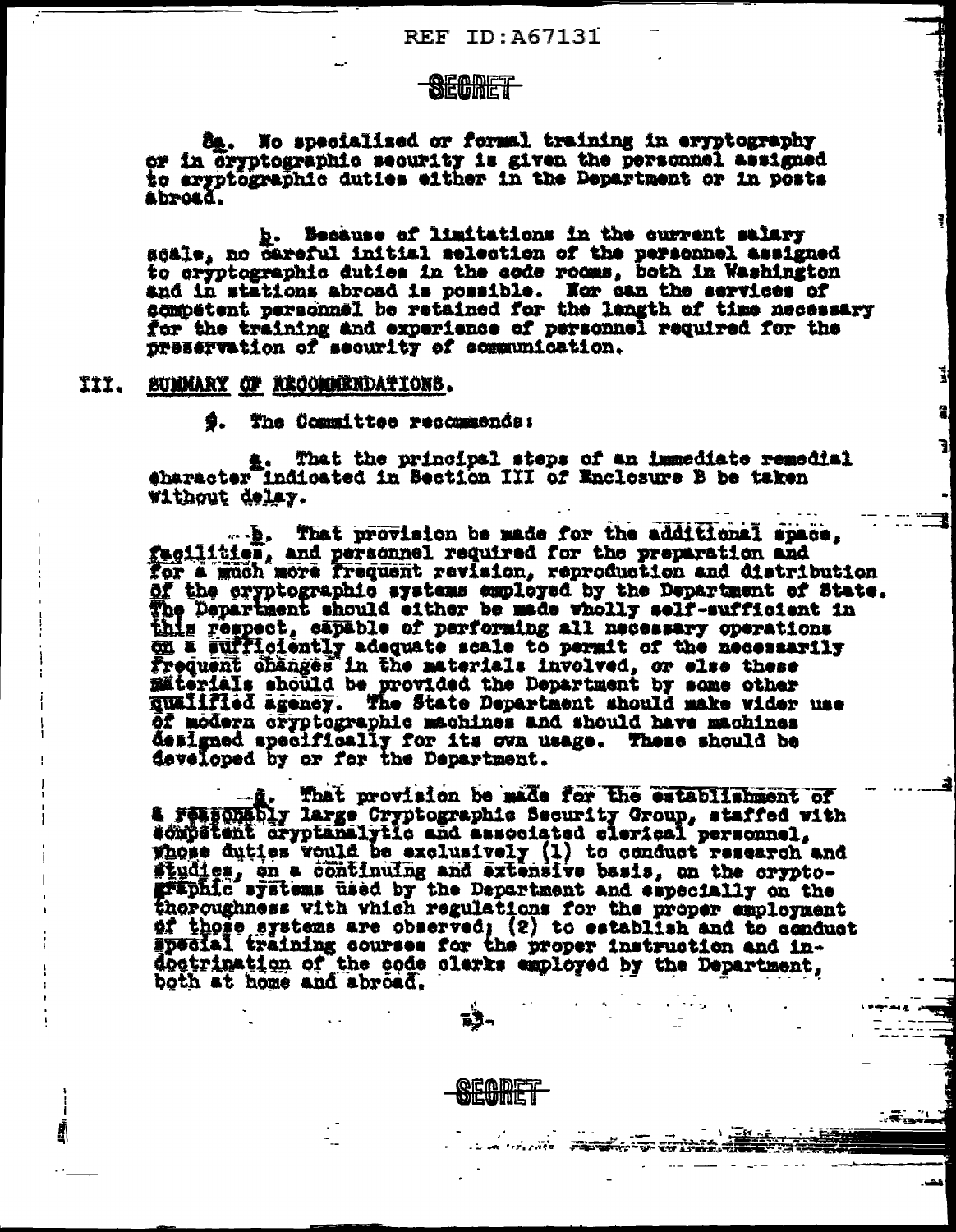SECRET

8a. No specialized or formal training in cryptography or in cryptographic security is given the personnel assigned to cryptographic duties either in the Department or in posts abroad.

b. Because of limitations in the current salary scale, no careful initial selection of the personnel assigned to cryptographic duties in the code rooms, both in Washington and in stations abroad is possible. Nor can the services of competent personnel be retained for the length of time necessary for the training and experience of personnel required for the preservation of security of communication.

## III. SUMMARY OF RECOMMENDATIONS.

9. The Committee recommends:

a. That the principal steps of an immediate remedial character indicated in Section III of Enclosure B be taken without delay.

b. That provision be made for the additional space, facilities, and personnel required for the preparation and for a much more frequent revision, reproduction and distribution of the cryptographic systems employed by the Department of State. The Department should either be made wholly self-sufficient in this respect, capable of performing all necessary operations on a sufficiently adequate scale to permit of the necessarily frequent changes in the materials involved, or else these materials should be provided the Department by some other qualified agency. The State Department should make wider use of modern cryptographic machines and should have machines designed specifically for its own usage. These should be developed by or for the Department.

c. That provision be made for the establishment of a reasonably large Cryptographic Security Group, staffed with competent cryptanalytic and associated clerical personnel, whose duties would be exclusively (1) to conduct research and studies, on a continuing and extensive basis, on the cryptographic systems used by the Department and especially on the thoroughness with which regulations for the proper employment of those systems are observed; (2) to establish and to conduct special training courses for the proper instruction and indoctrination of the code clerks employed by the Department, both at home and abroad.

SECRET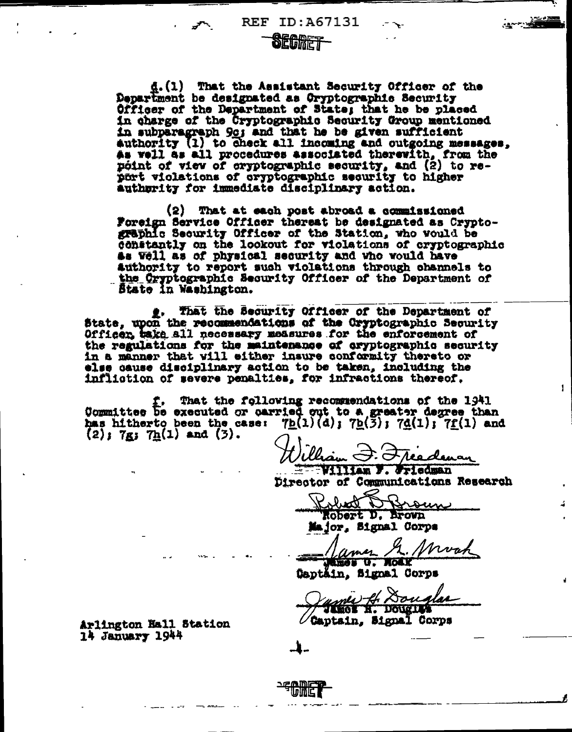**SECRET**

d. (1) That the Assistant Security Officer of the Department be designated as Cryptographic Security Officer of the Department of State; that he be placed in charge of the Cryptographic Security Group mentioned in subparagraph 9c; and that he be given sufficient authority (1) to check all incoming and outgoing messages, as well as all procedures associated therewith, from the point of view of cryptographic security, and (2) to report violations of cryptographic security to higher authority for immediate disciplinary action.

(2) That at each post abroad a commissioned Foreign Service Officer thereat be designated as Cryptographic Security Officer of the Station, who would be constantly on the lookout for violations of cryptographic as well as of physical security and who would have authority to report such violations through channels to the Cryptographic Security Officer of the Department of State in Washington.

e. That the Security Officer of the Department of State, upon the recommendations of the Cryptographic Security Officer, take all necessary measures for the enforcement of the regulations for the maintenance of cryptographic security in a manner that will either insure conformity thereto or else cause disciplinary action to be taken, including the infliction of severe penalties, for infractions thereof.

f. That the following recommendations of the 1941 Committee be executed or carried out to a greater degree than has hitherto been the case: 7b(1)(d); 7b(3); 7d(1); 7f(1) and (2); 7g; 7h(1) and (3).

William F. Friedman
Director of Communications Research

Robert D. Brown
Major, Signal Corps

James G. Moak
Captain, Signal Corps

James H. Douglas
Captain, Signal Corps

Arlington Hall Station
14 January 1944

**SECRET**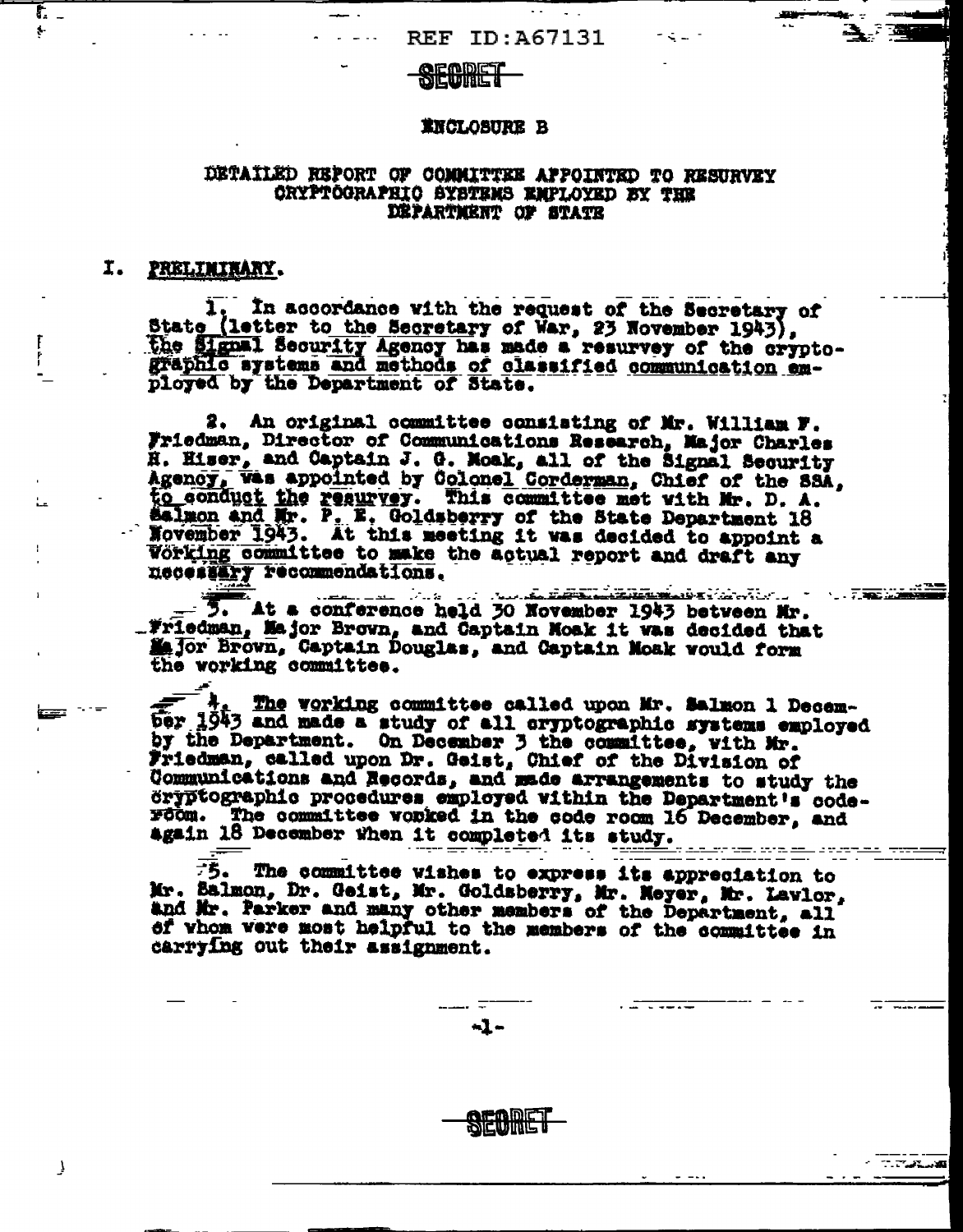SECRET

ENCLOSURE B

DETAILED REPORT OF COMMITTEE APPOINTED TO RESURVEY CRYPTOGRAPHIC SYSTEMS EMPLOYED BY THE DEPARTMENT OF STATE

## I. PRELIMINARY.

1. In accordance with the request of the Secretary of State (letter to the Secretary of War, 23 November 1943), the Signal Security Agency has made a resurvey of the cryptographic systems and methods of classified communication employed by the Department of State.

2. An original committee consisting of Mr. William F. Friedman, Director of Communications Research, Major Charles H. Hiser, and Captain J. G. Moak, all of the Signal Security Agency, was appointed by Colonel Corderman, Chief of the SSA, to conduct the resurvey. This committee met with Mr. D. A. Salmon and Mr. P. E. Goldsberry of the State Department 18 November 1943. At this meeting it was decided to appoint a working committee to make the actual report and draft any necessary recommendations.

3. At a conference held 30 November 1943 between Mr. Friedman, Major Brown, and Captain Moak it was decided that Major Brown, Captain Douglas, and Captain Moak would form the working committee.

4. The working committee called upon Mr. Salmon 1 December 1943 and made a study of all cryptographic systems employed by the Department. On December 3 the committee, with Mr. Friedman, called upon Dr. Geist, Chief of the Division of Communications and Records, and made arrangements to study the cryptographic procedures employed within the Department's code-room. The committee worked in the code room 16 December, and again 18 December when it completed its study.

5. The committee wishes to express its appreciation to Mr. Salmon, Dr. Geist, Mr. Goldsberry, Mr. Meyer, Mr. Lawlor, and Mr. Parker and many other members of the Department, all of whom were most helpful to the members of the committee in carrying out their assignment.

SECRET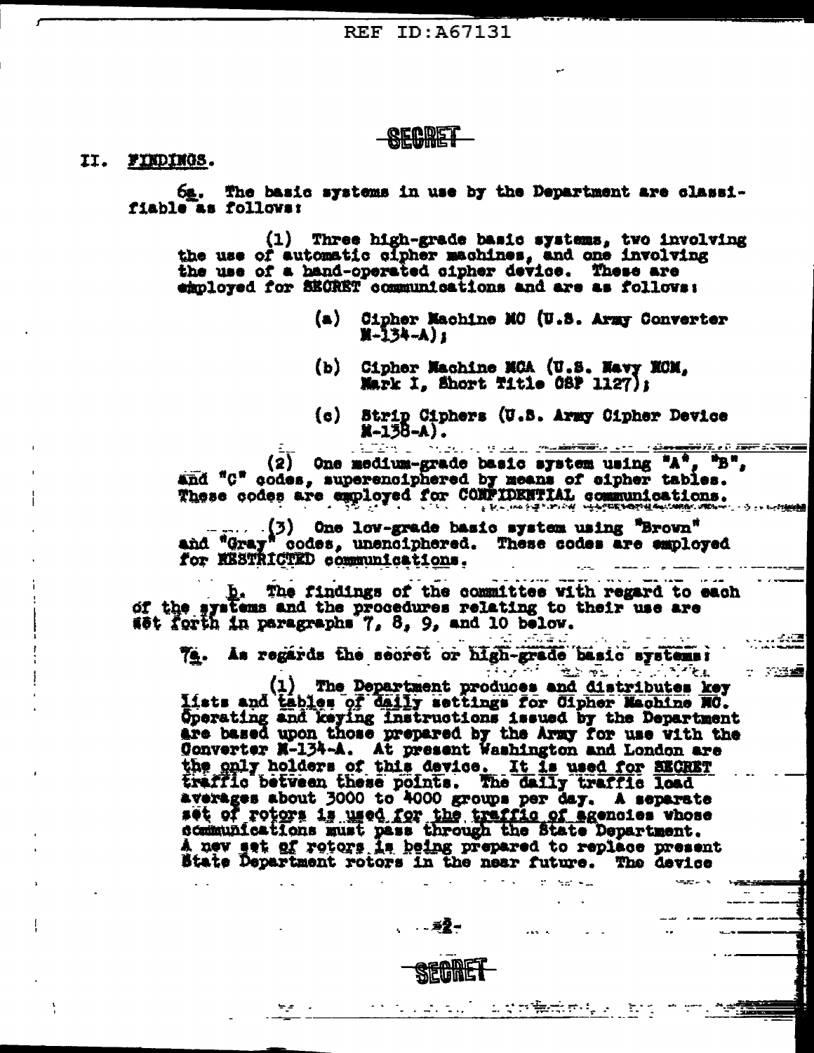SECRET

## II. FINDINGS.

6a. The basic systems in use by the Department are classifiable as follows:

(1) Three high-grade basic systems, two involving the use of automatic cipher machines, and one involving the use of a hand-operated cipher device. These are employed for SECRET communications and are as follows:

(a) Cipher Machine MC (U.S. Army Converter M-134-A);

(b) Cipher Machine MCA (U.S. Navy ECM, Mark I, Short Title CSP 1127);

(c) Strip Ciphers (U.S. Army Cipher Device M-138-A).

(2) One medium-grade basic system using "A", "B", and "C" codes, superenciphered by means of cipher tables. These codes are employed for CONFIDENTIAL communications.

(3) One low-grade basic system using "Brown" and "Gray" codes, unenciphered. These codes are employed for RESTRICTED communications.

b. The findings of the committee with regard to each of the systems and the procedures relating to their use are set forth in paragraphs 7, 8, 9, and 10 below.

7a. As regards the secret or high-grade basic systems:

(1) The Department produces and distributes key lists and tables of daily settings for Cipher Machine MC. Operating and keying instructions issued by the Department are based upon those prepared by the Army for use with the Converter M-134-A. At present Washington and London are the only holders of this device. It is used for SECRET traffic between these points. The daily traffic load averages about 3000 to 4000 groups per day. A separate set of rotors is used for the traffic of agencies whose communications must pass through the State Department. A new set of rotors is being prepared to replace present State Department rotors in the near future. The device

SECRET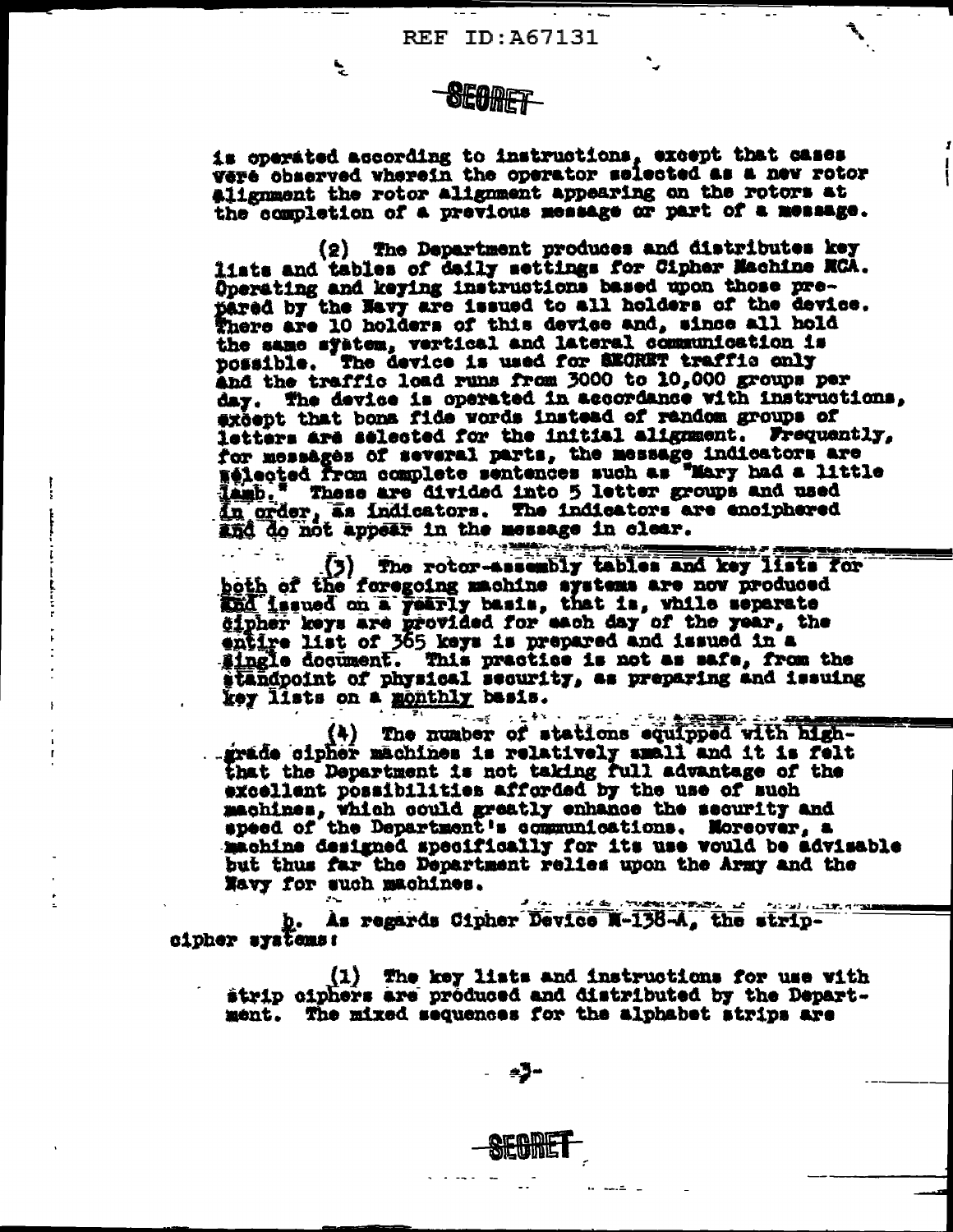is operated according to instructions, except that cases were observed wherein the operator selected as a new rotor alignment the rotor alignment appearing on the rotors at the completion of a previous message or part of a message.

(2) The Department produces and distributes key lists and tables of daily settings for Cipher Machine NCA. Operating and keying instructions based upon those prepared by the Navy are issued to all holders of the device. There are 10 holders of this device and, since all hold the same system, vertical and lateral communication is possible. The device is used for SECRET traffic only and the traffic load runs from 3000 to 10,000 groups per day. The device is operated in accordance with instructions, except that bona fide words instead of random groups of letters are selected for the initial alignment. Frequently, for messages of several parts, the message indicators are selected from complete sentences such as "Mary had a little lamb." These are divided into 5 letter groups and used in order, as indicators. The indicators are enciphered and do not appear in the message in clear.

(3) The rotor-assembly tables and key lists for both of the foregoing machine systems are now produced and issued on a yearly basis, that is, while separate cipher keys are provided for each day of the year, the entire list of 365 keys is prepared and issued in a single document. This practice is not as safe, from the standpoint of physical security, as preparing and issuing key lists on a monthly basis.

(4) The number of stations equipped with high-grade cipher machines is relatively small and it is felt that the Department is not taking full advantage of the excellent possibilities afforded by the use of such machines, which could greatly enhance the security and speed of the Department's communications. Moreover, a machine designed specifically for its use would be advisable but thus far the Department relies upon the Army and the Navy for such machines.

b. As regards Cipher Device M-138-A, the strip-cipher systems:

(1) The key lists and instructions for use with strip ciphers are produced and distributed by the Department. The mixed sequences for the alphabet strips are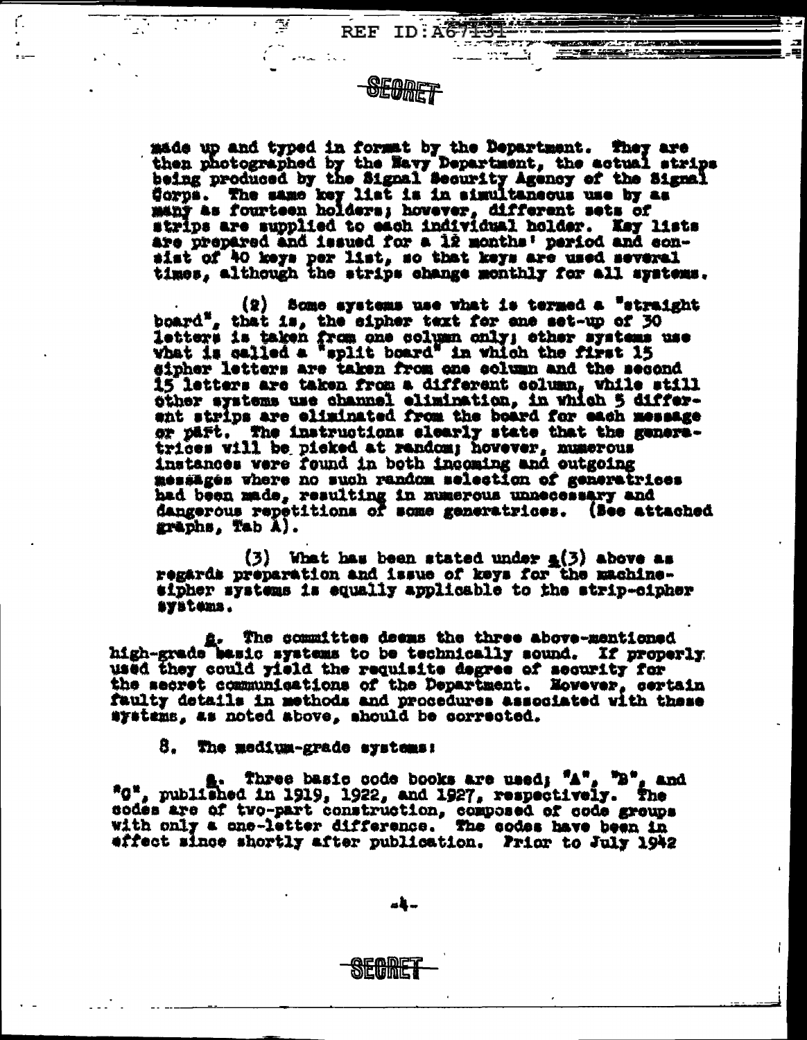made up and typed in format by the Department. They are then photographed by the Navy Department, the actual strips being produced by the Signal Security Agency of the Signal Corps. The same key list is in simultaneous use by as many as fourteen holders; however, different sets of strips are supplied to each individual holder. Key lists are prepared and issued for a 12 months' period and consist of 40 keys per list, so that keys are used several times, although the strips change monthly for all systems.

(2) Some systems use what is termed a "straight board", that is, the cipher text for one set-up of 30 letters is taken from one column only; other systems use what is called a "split board" in which the first 15 cipher letters are taken from one column and the second 15 letters are taken from a different column, while still other systems use channel elimination, in which 5 different strips are eliminated from the board for each message or part. The instructions clearly state that the generatrices will be picked at random; however, numerous instances were found in both incoming and outgoing messages where no such random selection of generatrices had been made, resulting in numerous unnecessary and dangerous repetitions of some generatrices. (See attached graphs, Tab A).

(3) What has been stated under a(3) above as regards preparation and issue of keys for the machine-cipher systems is equally applicable to the strip-cipher systems.

c. The committee deems the three above-mentioned high-grade basic systems to be technically sound. If properly used they could yield the requisite degree of security for the secret communications of the Department. However, certain faulty details in methods and procedures associated with these systems, as noted above, should be corrected.

8. The medium-grade systems:

a. Three basic code books are used; "A", "B", and "C", published in 1919, 1922, and 1927, respectively. The codes are of two-part construction, composed of code groups with only a one-letter difference. The codes have been in effect since shortly after publication. Prior to July 1942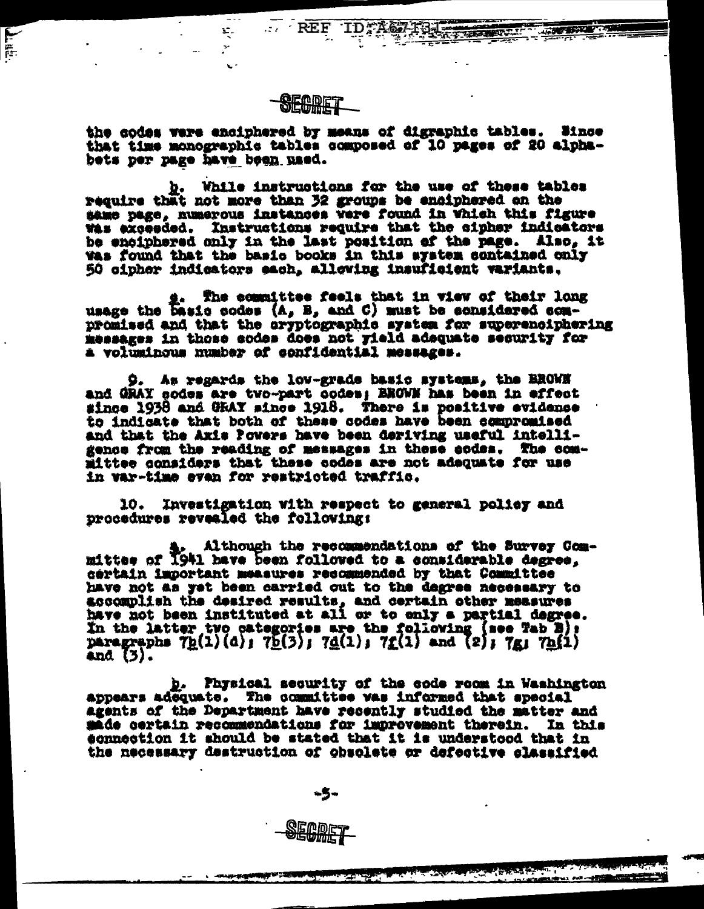SECRET

the codes were enciphered by means of digraphic tables. Since that time monographic tables composed of 10 pages of 20 alphabets per page have been used.

b. While instructions for the use of these tables require that not more than 32 groups be enciphered on the same page, numerous instances were found in which this figure was exceeded. Instructions require that the cipher indicators be enciphered only in the last position of the page. Also, it was found that the basic books in this system contained only 50 cipher indicators each, allowing insuficient variants.

c. The committee feels that in view of their long usage the basic codes (A, B, and C) must be considered compromised and that the cryptographic system for superenciphering messages in those codes does not yield adequate security for a voluminous number of confidential messages.

9. As regards the low-grade basic systems, the BROWN and GRAY codes are two-part codes; BROWN has been in effect since 1938 and GRAY since 1918. There is positive evidence to indicate that both of these codes have been compromised and that the Axis Powers have been deriving useful intelligence from the reading of messages in these codes. The committee considers that these codes are not adequate for use in war-time even for restricted traffic.

10. Investigation with respect to general policy and procedures revealed the following:

a. Although the recommendations of the Survey Committee of 1941 have been followed to a considerable degree, certain important measures recommended by that Committee have not as yet been carried out to the degree necessary to accomplish the desired results, and certain other measures have not been instituted at all or to only a partial degree. In the latter two categories are the following (see Tab B): paragraphs 7b(1)(d); 7b(3); 7d(1); 7f(1) and (2); 7g; 7h(1) and (3).

b. Physical security of the code room in Washington appears adequate. The committee was informed that special agents of the Department have recently studied the matter and made certain recommendations for improvement therein. In this connection it should be stated that it is understood that in the necessary destruction of obsolete or defective classified

SECRET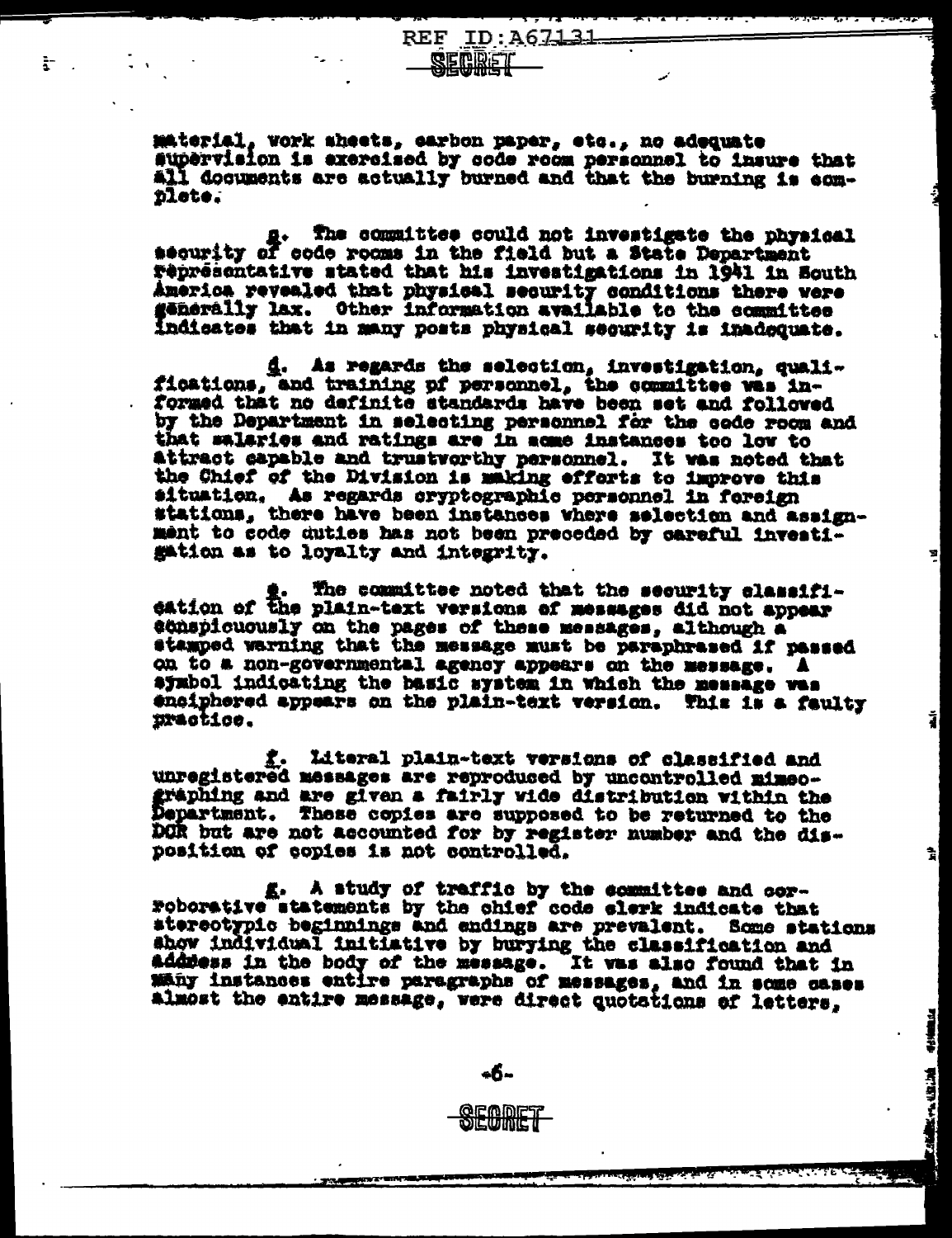material, work sheets, carbon paper, etc., no adequate supervision is exercised by code room personnel to insure that all documents are actually burned and that the burning is complete.

c. The committee could not investigate the physical security of code rooms in the field but a State Department representative stated that his investigations in 1941 in South America revealed that physical security conditions there were generally lax. Other information available to the committee indicates that in many posts physical security is inadequate.

d. As regards the selection, investigation, qualifications, and training of personnel, the committee was informed that no definite standards have been set and followed by the Department in selecting personnel for the code room and that salaries and ratings are in some instances too low to attract capable and trustworthy personnel. It was noted that the Chief of the Division is making efforts to improve this situation. As regards cryptographic personnel in foreign stations, there have been instances where selection and assignment to code duties has not been preceded by careful investigation as to loyalty and integrity.

e. The committee noted that the security classification of the plain-text versions of messages did not appear conspicuously on the pages of these messages, although a stamped warning that the message must be paraphrased if passed on to a non-governmental agency appears on the message. A symbol indicating the basic system in which the message was enciphered appears on the plain-text version. This is a faulty practice.

f. Literal plain-text versions of classified and unregistered messages are reproduced by uncontrolled mimeographing and are given a fairly wide distribution within the Department. These copies are supposed to be returned to the DCR but are not accounted for by register number and the disposition of copies is not controlled.

g. A study of traffic by the committee and corroborative statements by the chief code clerk indicate that stereotypic beginnings and endings are prevalent. Some stations show individual initiative by burying the classification and address in the body of the message. It was also found that in many instances entire paragraphs of messages, and in some cases almost the entire message, were direct quotations of letters,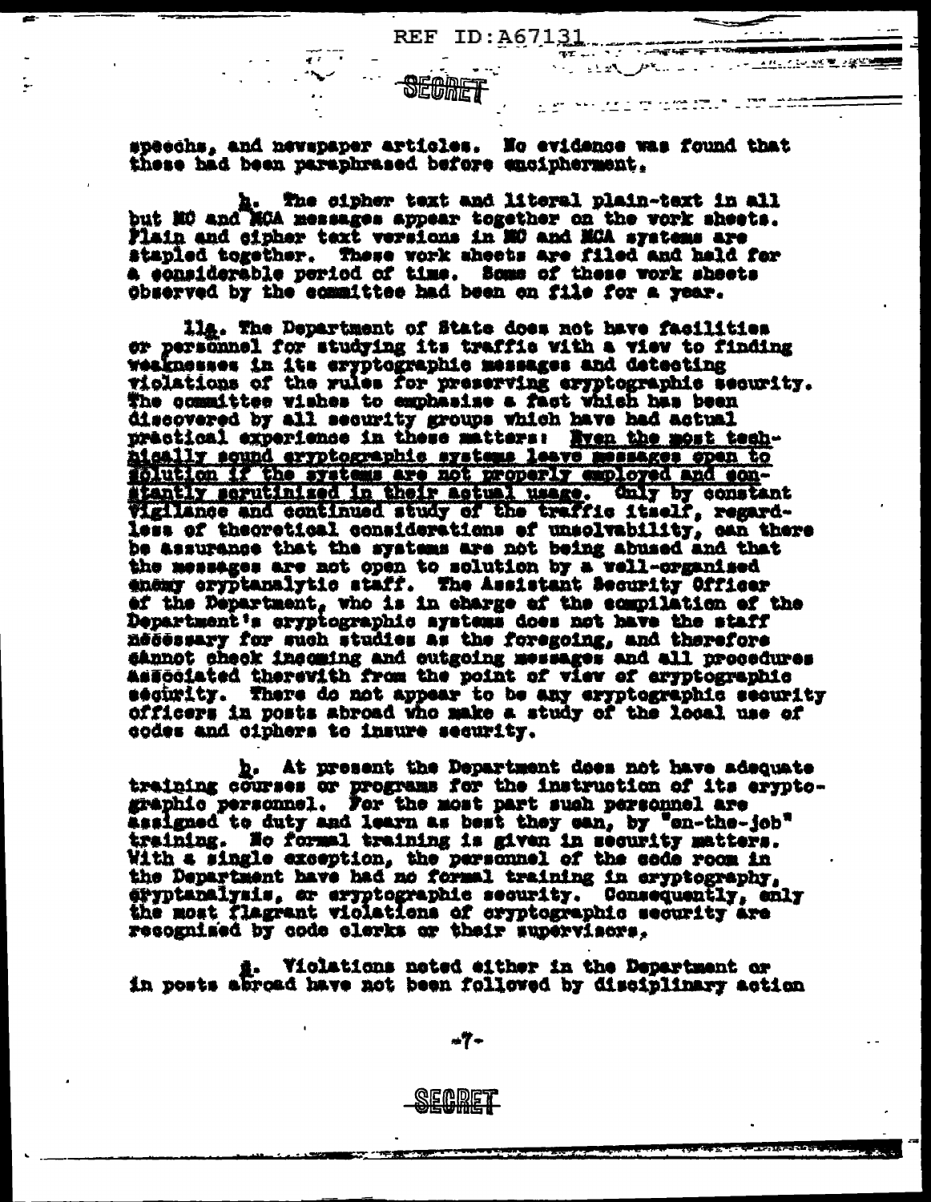speechs, and newspaper articles. No evidence was found that these had been paraphrased before encipherment.

h. The cipher text and literal plain-text in all but MC and MCA messages appear together on the work sheets. Plain and cipher text versions in MC and MCA systems are stapled together. These work sheets are filed and held for a considerable period of time. Some of these work sheets observed by the committee had been on file for a year.

11a. The Department of State does not have facilities or personnel for studying its traffic with a view to finding weaknesses in its cryptographic messages and detecting violations of the rules for preserving cryptographic security. The committee wishes to emphasize a fact which has been discovered by all security groups which have had actual practical experience in these matters: Even the most technically sound cryptographic systems leave messages open to solution if the systems are not properly employed and constantly scrutinized in their actual usage. Only by constant vigilance and continued study of the traffic itself, regardless of theoretical considerations of unsolvability, can there be assurance that the systems are not being abused and that the messages are not open to solution by a well-organized enemy cryptanalytic staff. The Assistant Security Officer of the Department, who is in charge of the compilation of the Department's cryptographic systems does not have the staff necessary for such studies as the foregoing, and therefore cannot check incoming and outgoing messages and all procedures associated therewith from the point of view of cryptographic security. There do not appear to be any cryptographic security officers in posts abroad who make a study of the local use of codes and ciphers to insure security.

b. At present the Department does not have adequate training courses or programs for the instruction of its cryptographic personnel. For the most part such personnel are assigned to duty and learn as best they can, by "on-the-job" training. No formal training is given in security matters. With a single exception, the personnel of the code room in the Department have had no formal training in cryptography, cryptanalysis, or cryptographic security. Consequently, only the most flagrant violations of cryptographic security are recognized by code clerks or their supervisors.

c. Violations noted either in the Department or in posts abroad have not been followed by disciplinary action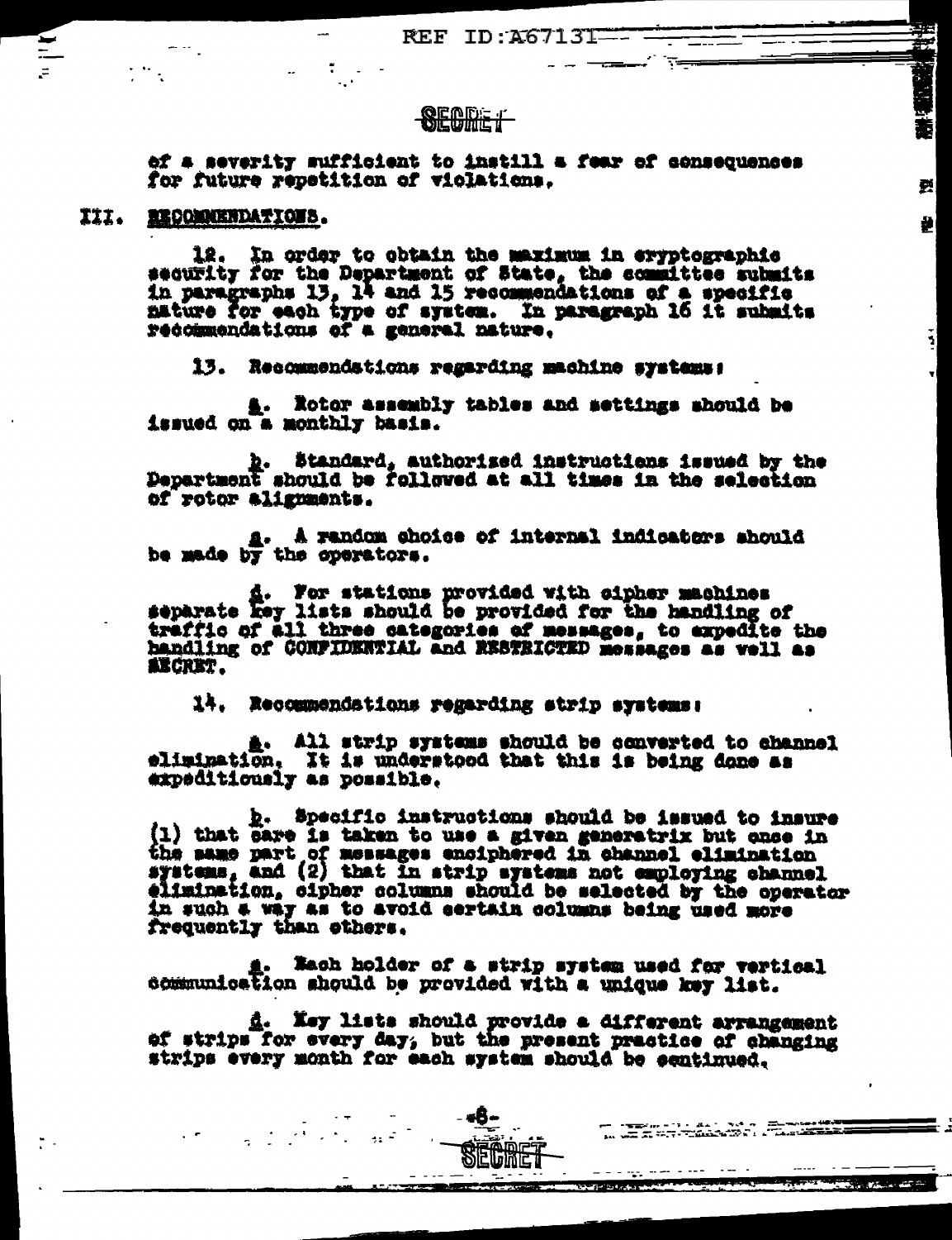of a severity sufficient to instill a fear of consequences for future repetition of violations.

## III. RECOMMENDATIONS.

12. In order to obtain the maximum in cryptographic security for the Department of State, the committee submits in paragraphs 13, 14 and 15 recommendations of a specific nature for each type of system. In paragraph 16 it submits recommendations of a general nature.

13. Recommendations regarding machine systems:

a. Rotor assembly tables and settings should be issued on a monthly basis.

b. Standard, authorized instructions issued by the Department should be followed at all times in the selection of rotor alignments.

c. A random choice of internal indicators should be made by the operators.

d. For stations provided with cipher machines separate key lists should be provided for the handling of traffic of all three categories of messages, to expedite the handling of CONFIDENTIAL and RESTRICTED messages as well as SECRET.

14. Recommendations regarding strip systems:

a. All strip systems should be converted to channel elimination. It is understood that this is being done as expeditiously as possible.

b. Specific instructions should be issued to insure (1) that care is taken to use a given generatrix but once in the same part of messages enciphered in channel elimination systems, and (2) that in strip systems not employing channel elimination, cipher columns should be selected by the operator in such a way as to avoid certain columns being used more frequently than others.

c. Each holder of a strip system used for vertical communication should be provided with a unique key list.

d. Key lists should provide a different arrangement of strips for every day, but the present practice of changing strips every month for each system should be continued.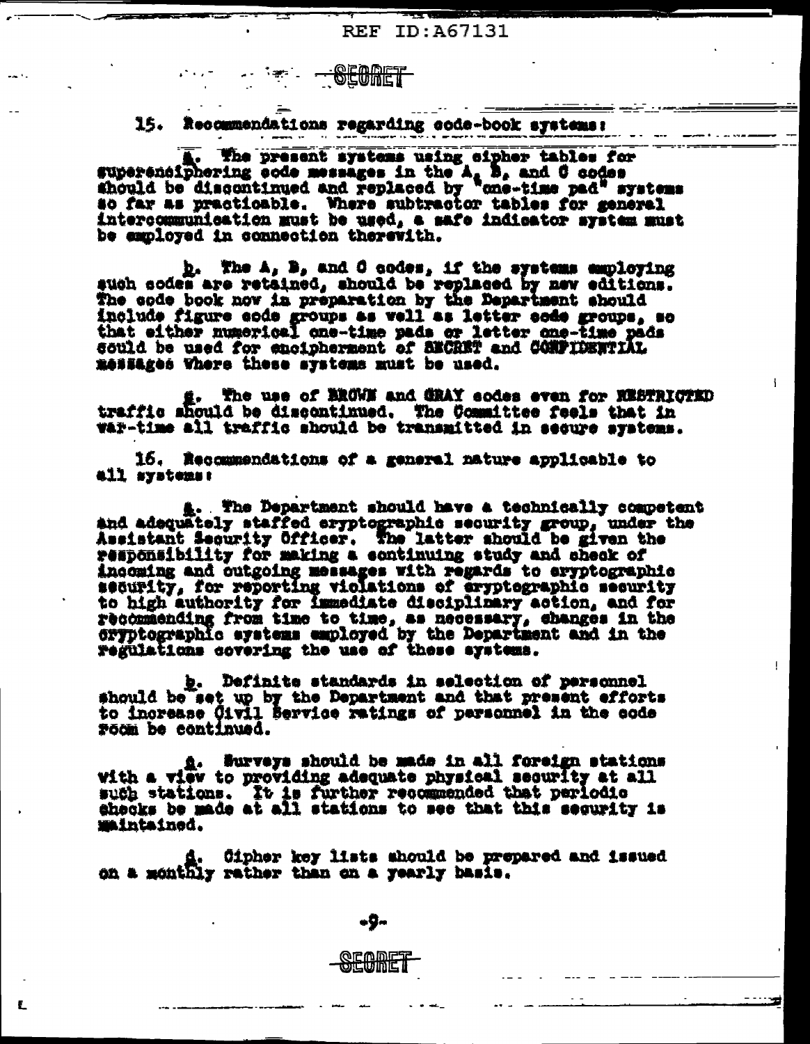SECRET

15. Recommendations regarding code-book systems:

a. The present systems using cipher tables for superenciphering code messages in the A, B, and C codes should be discontinued and replaced by "one-time pad" systems so far as practicable. Where subtractor tables for general intercommunication must be used, a safe indicator system must be employed in connection therewith.

b. The A, B, and C codes, if the systems employing such codes are retained, should be replaced by new editions. The code book now in preparation by the Department should include figure code groups as well as letter code groups, so that either numerical one-time pads or letter one-time pads could be used for encipherment of SECRET and CONFIDENTIAL messages where these systems must be used.

c. The use of BROWN and GRAY codes even for RESTRICTED traffic should be discontinued. The Committee feels that in war-time all traffic should be transmitted in secure systems.

16. Recommendations of a general nature applicable to all systems:

a. The Department should have a technically competent and adequately staffed cryptographic security group, under the Assistant Security Officer. The latter should be given the responsibility for making a continuing study and check of incoming and outgoing messages with regards to cryptographic security, for reporting violations of cryptographic security to high authority for immediate disciplinary action, and for recommending from time to time, as necessary, changes in the cryptographic systems employed by the Department and in the regulations covering the use of these systems.

b. Definite standards in selection of personnel should be set up by the Department and that present efforts to increase Civil Service ratings of personnel in the code room be continued.

c. Surveys should be made in all foreign stations with a view to providing adequate physical security at all such stations. It is further recommended that periodic checks be made at all stations to see that this security is maintained.

d. Cipher key lists should be prepared and issued on a monthly rather than on a yearly basis.

SECRET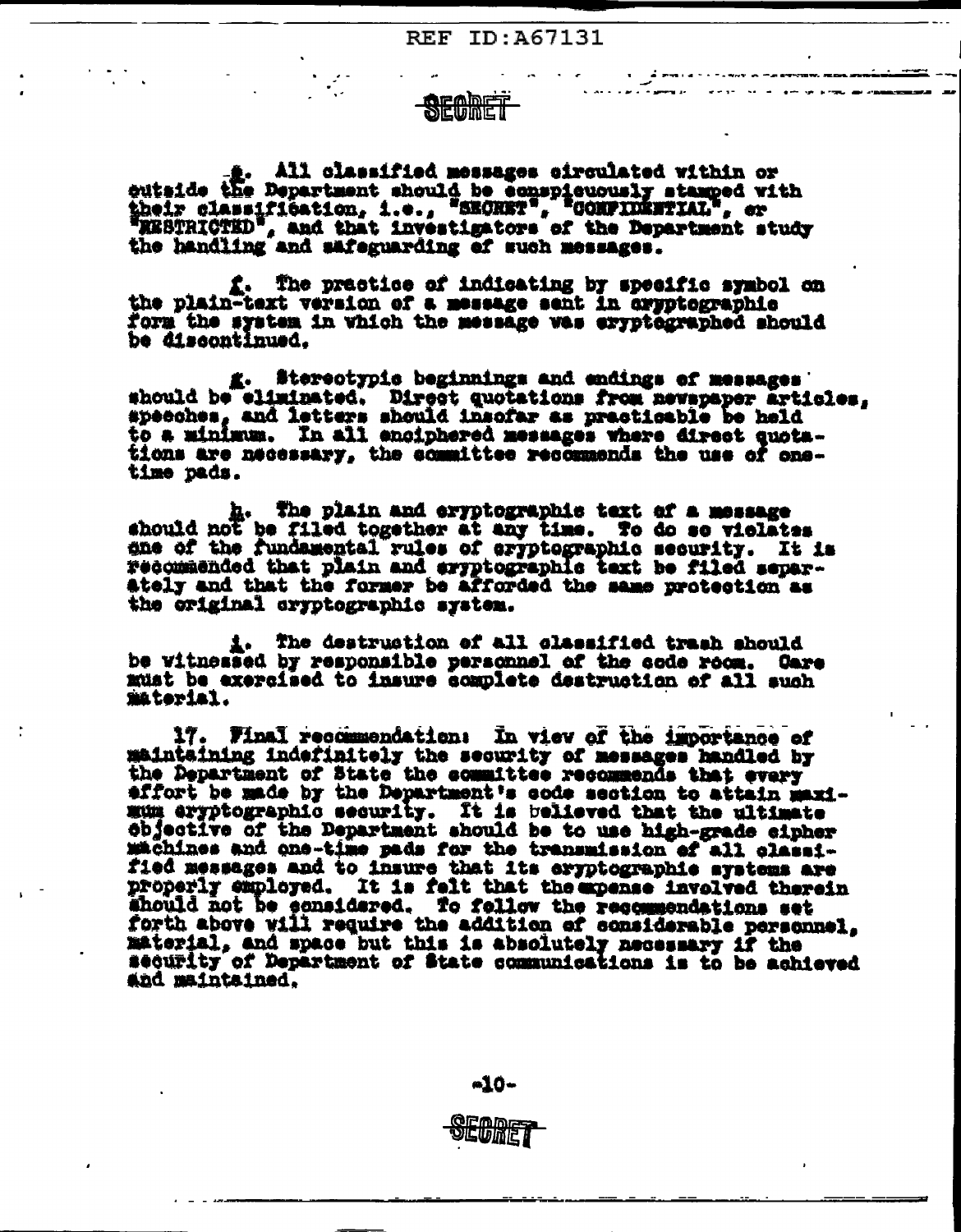SECRET

e. All classified messages circulated within or outside the Department should be conspicuously stamped with their classification, i.e., "SECRET", "CONFIDENTIAL", or "RESTRICTED", and that investigators of the Department study the handling and safeguarding of such messages.

f. The practice of indicating by specific symbol on the plain-text version of a message sent in cryptographic form the system in which the message was cryptographed should be discontinued.

g. Stereotypic beginnings and endings of messages should be eliminated. Direct quotations from newspaper articles, speeches, and letters should insofar as practicable be held to a minimum. In all enciphered messages where direct quotations are necessary, the committee recommends the use of one-time pads.

h. The plain and cryptographic text of a message should not be filed together at any time. To do so violates one of the fundamental rules of cryptographic security. It is recommended that plain and cryptographic text be filed separately and that the former be afforded the same protection as the original cryptographic system.

i. The destruction of all classified trash should be witnessed by responsible personnel of the code room. Care must be exercised to insure complete destruction of all such material.

17. Final recommendation: In view of the importance of maintaining indefinitely the security of messages handled by the Department of State the committee recommends that every effort be made by the Department's code section to attain maximum cryptographic security. It is believed that the ultimate objective of the Department should be to use high-grade cipher machines and one-time pads for the transmission of all classified messages and to insure that its cryptographic systems are properly employed. It is felt that the expense involved therein should not be considered. To follow the recommendations set forth above will require the addition of considerable personnel, material, and space but this is absolutely necessary if the security of Department of State communications is to be achieved and maintained.

SECRET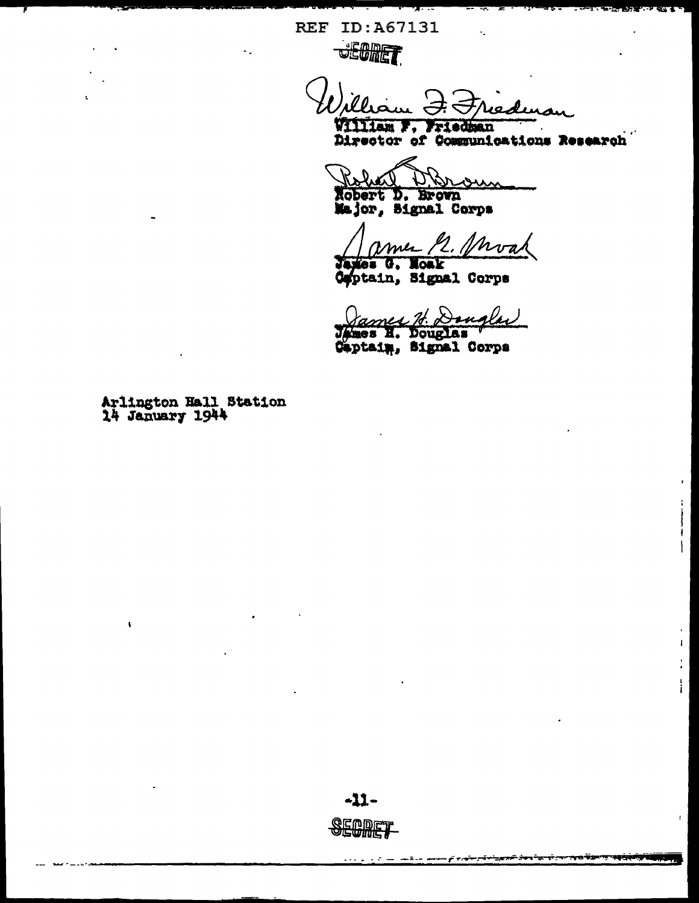REF ID:A67131

SECRET

William F. Friedman
Director of Communications Research

Robert D. Brown
Major, Signal Corps

James G. Noak
Captain, Signal Corps

James H. Douglas
Captain, Signal Corps

Arlington Hall Station
14 January 1944

SECRET